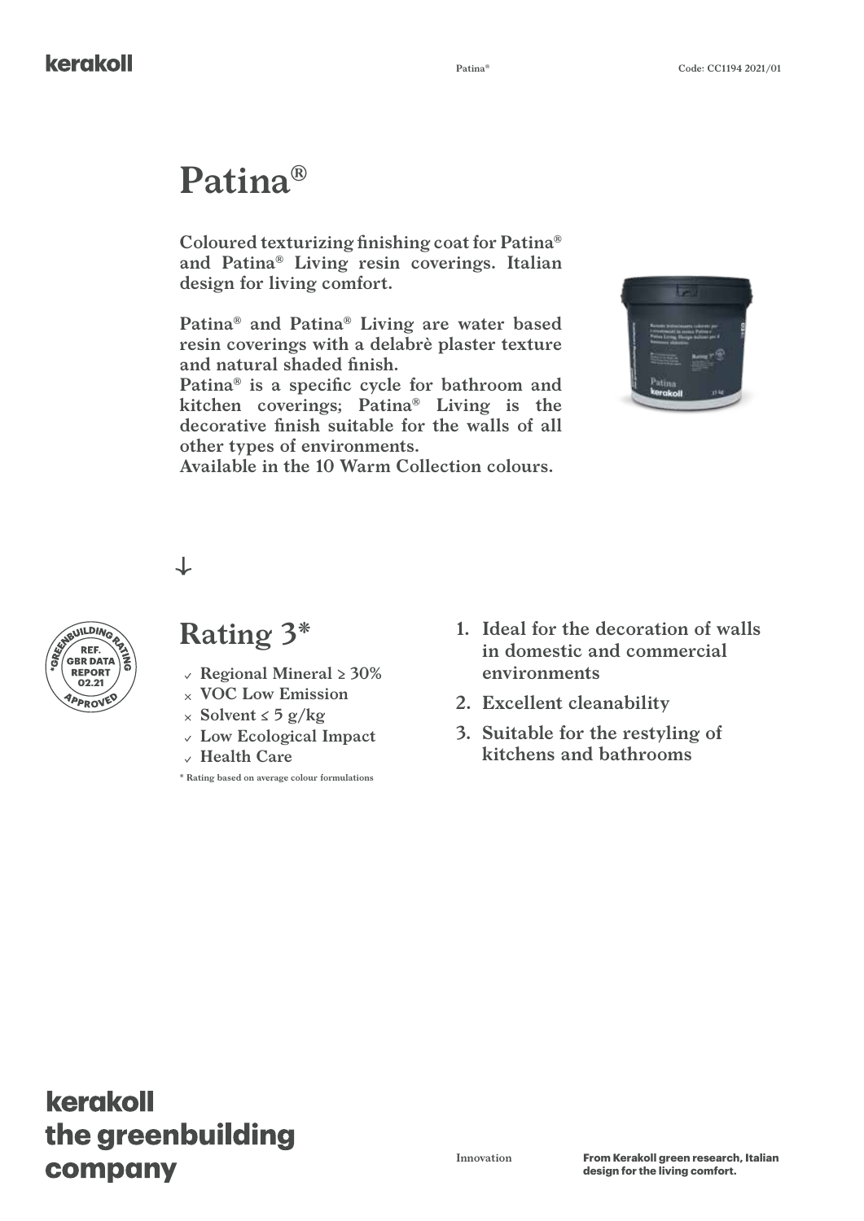# Patina®

**Coloured texturizing finishing coat for Patina® and Patina® Living resin coverings. Italian design for living comfort.**

**Patina® and Patina® Living are water based resin coverings with a delabrè plaster texture and natural shaded finish.**
**Patina® is a specific cycle for bathroom and kitchen coverings; Patina® Living is the decorative finish suitable for the walls of all other types of environments.**
**Available in the 10 Warm Collection colours.**

↓

GREENBUILDING RATING
REF. GBR DATA REPORT 02.21
APPROVED

## Rating 3*

- ✓ Regional Mineral ≥ 30%
- × VOC Low Emission
- × Solvent ≤ 5 g/kg
- ✓ Low Ecological Impact
- ✓ Health Care

\* Rating based on average colour formulations

1. Ideal for the decoration of walls in domestic and commercial environments
2. Excellent cleanability
3. Suitable for the restyling of kitchens and bathrooms

**kerakoll the greenbuilding company**

Innovation

**From Kerakoll green research, Italian design for the living comfort.**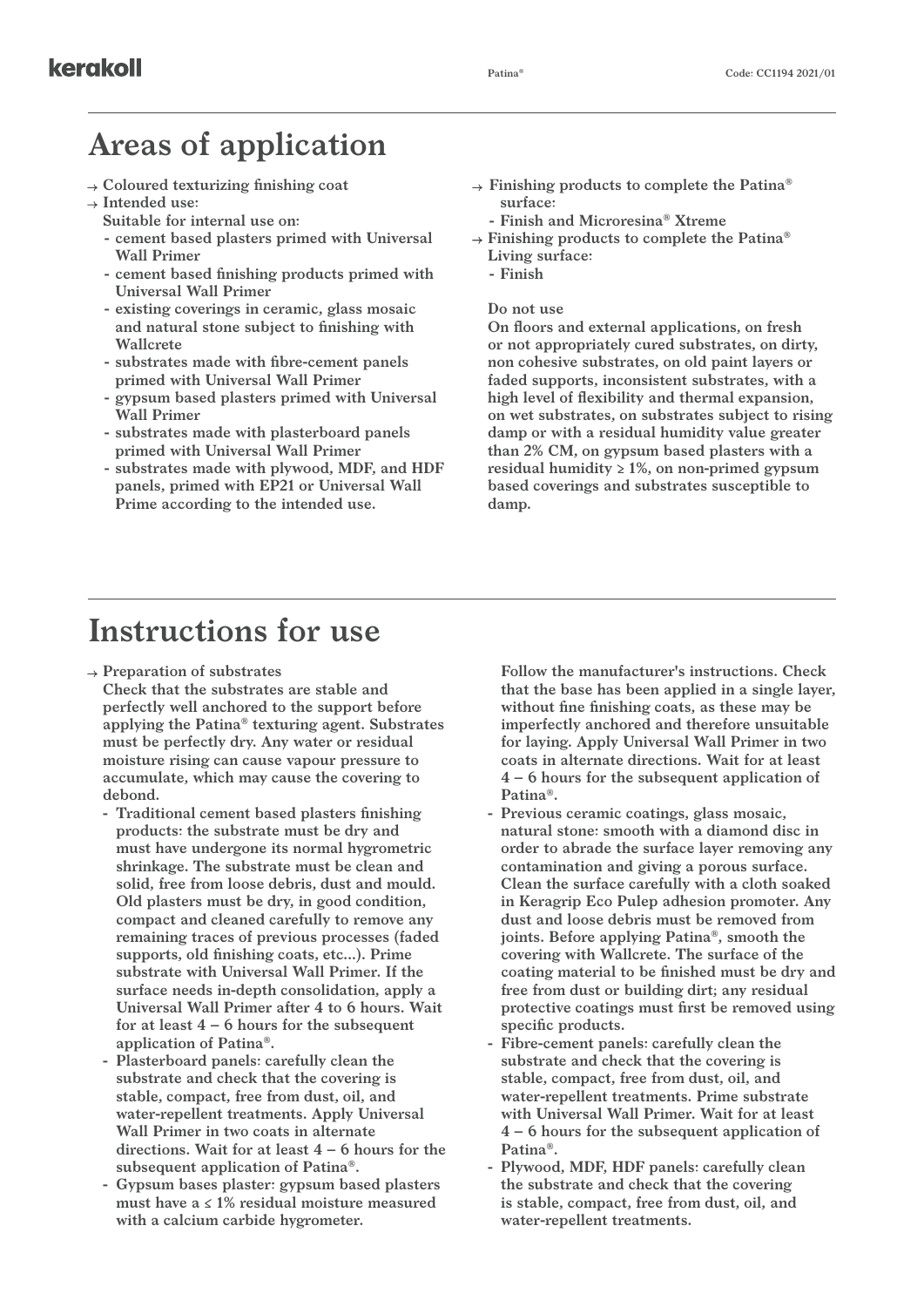# Areas of application

- Coloured texturizing finishing coat
- Intended use:
  Suitable for internal use on:
  - cement based plasters primed with Universal Wall Primer
  - cement based finishing products primed with Universal Wall Primer
  - existing coverings in ceramic, glass mosaic and natural stone subject to finishing with Wallcrete
  - substrates made with fibre-cement panels primed with Universal Wall Primer
  - gypsum based plasters primed with Universal Wall Primer
  - substrates made with plasterboard panels primed with Universal Wall Primer
  - substrates made with plywood, MDF, and HDF panels, primed with EP21 or Universal Wall Prime according to the intended use.
- Finishing products to complete the Patina® surface:
  - Finish and Microresina® Xtreme
- Finishing products to complete the Patina® Living surface:
  - Finish

**Do not use**
On floors and external applications, on fresh or not appropriately cured substrates, on dirty, non cohesive substrates, on old paint layers or faded supports, inconsistent substrates, with a high level of flexibility and thermal expansion, on wet substrates, on substrates subject to rising damp or with a residual humidity value greater than 2% CM, on gypsum based plasters with a residual humidity ≥ 1%, on non-primed gypsum based coverings and substrates susceptible to damp.

# Instructions for use

- Preparation of substrates
  Check that the substrates are stable and perfectly well anchored to the support before applying the Patina® texturing agent. Substrates must be perfectly dry. Any water or residual moisture rising can cause vapour pressure to accumulate, which may cause the covering to debond.
  - Traditional cement based plasters finishing products: the substrate must be dry and must have undergone its normal hygrometric shrinkage. The substrate must be clean and solid, free from loose debris, dust and mould. Old plasters must be dry, in good condition, compact and cleaned carefully to remove any remaining traces of previous processes (faded supports, old finishing coats, etc...). Prime substrate with Universal Wall Primer. If the surface needs in-depth consolidation, apply a Universal Wall Primer after 4 to 6 hours. Wait for at least 4 – 6 hours for the subsequent application of Patina®.
  - Plasterboard panels: carefully clean the substrate and check that the covering is stable, compact, free from dust, oil, and water-repellent treatments. Apply Universal Wall Primer in two coats in alternate directions. Wait for at least 4 – 6 hours for the subsequent application of Patina®.
  - Gypsum bases plaster: gypsum based plasters must have a ≤ 1% residual moisture measured with a calcium carbide hygrometer. Follow the manufacturer's instructions. Check that the base has been applied in a single layer, without fine finishing coats, as these may be imperfectly anchored and therefore unsuitable for laying. Apply Universal Wall Primer in two coats in alternate directions. Wait for at least 4 – 6 hours for the subsequent application of Patina®.
  - Previous ceramic coatings, glass mosaic, natural stone: smooth with a diamond disc in order to abrade the surface layer removing any contamination and giving a porous surface. Clean the surface carefully with a cloth soaked in Keragrip Eco Pulep adhesion promoter. Any dust and loose debris must be removed from joints. Before applying Patina®, smooth the covering with Wallcrete. The surface of the coating material to be finished must be dry and free from dust or building dirt; any residual protective coatings must first be removed using specific products.
  - Fibre-cement panels: carefully clean the substrate and check that the covering is stable, compact, free from dust, oil, and water-repellent treatments. Prime substrate with Universal Wall Primer. Wait for at least 4 – 6 hours for the subsequent application of Patina®.
  - Plywood, MDF, HDF panels: carefully clean the substrate and check that the covering is stable, compact, free from dust, oil, and water-repellent treatments.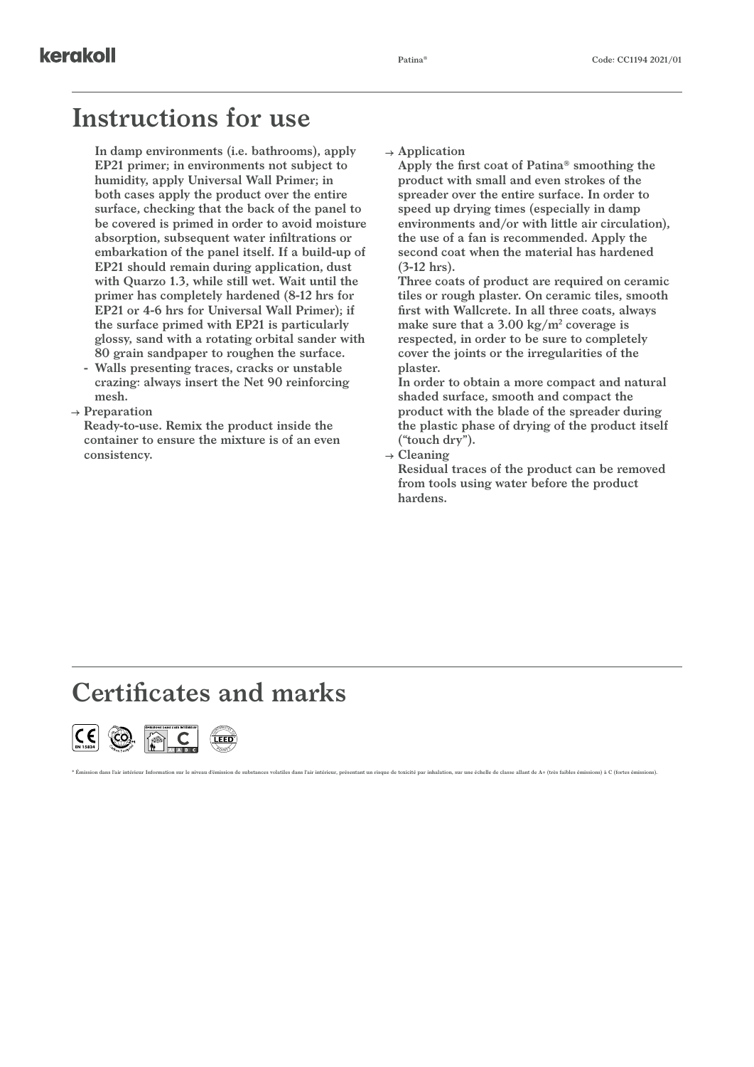# Instructions for use

In damp environments (i.e. bathrooms), apply EP21 primer; in environments not subject to humidity, apply Universal Wall Primer; in both cases apply the product over the entire surface, checking that the back of the panel to be covered is primed in order to avoid moisture absorption, subsequent water infiltrations or embarkation of the panel itself. If a build-up of EP21 should remain during application, dust with Quarzo 1.3, while still wet. Wait until the primer has completely hardened (8-12 hrs for EP21 or 4-6 hrs for Universal Wall Primer); if the surface primed with EP21 is particularly glossy, sand with a rotating orbital sander with 80 grain sandpaper to roughen the surface.

- Walls presenting traces, cracks or unstable crazing: always insert the Net 90 reinforcing mesh.

→ Preparation
Ready-to-use. Remix the product inside the container to ensure the mixture is of an even consistency.

→ Application
Apply the first coat of Patina® smoothing the product with small and even strokes of the spreader over the entire surface. In order to speed up drying times (especially in damp environments and/or with little air circulation), the use of a fan is recommended. Apply the second coat when the material has hardened (3-12 hrs).
Three coats of product are required on ceramic tiles or rough plaster. On ceramic tiles, smooth first with Wallcrete. In all three coats, always make sure that a 3.00 kg/m² coverage is respected, in order to be sure to completely cover the joints or the irregularities of the plaster.
In order to obtain a more compact and natural shaded surface, smooth and compact the product with the blade of the spreader during the plastic phase of drying of the product itself ("touch dry").

→ Cleaning
Residual traces of the product can be removed from tools using water before the product hardens.

# Certificates and marks

* Émission dans l'air intérieur Information sur le niveau d'émission de substances volatiles dans l'air intérieur, présentant un risque de toxicité par inhalation, sur une échelle de classe allant de A+ (très faibles émissions) à C (fortes émissions).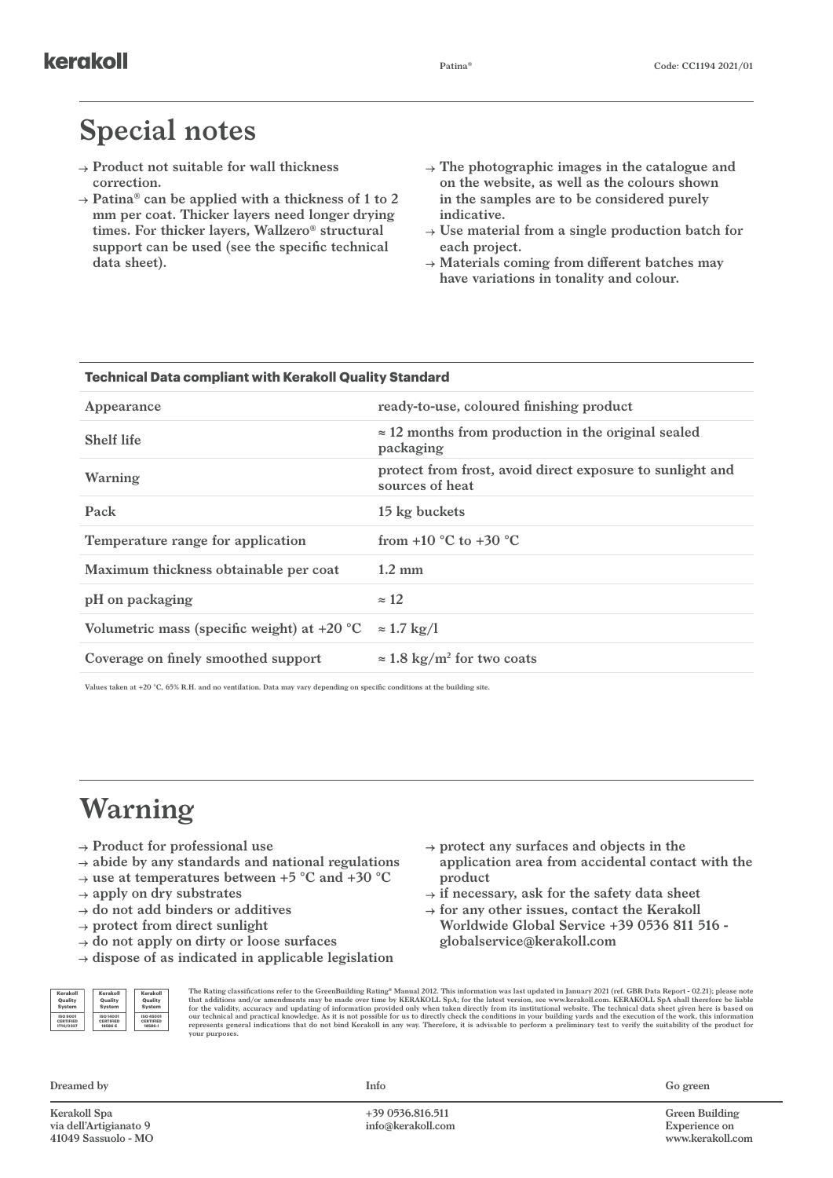# Special notes

- → Product not suitable for wall thickness correction.
- → Patina® can be applied with a thickness of 1 to 2 mm per coat. Thicker layers need longer drying times. For thicker layers, Wallzero® structural support can be used (see the specific technical data sheet).
- → The photographic images in the catalogue and on the website, as well as the colours shown in the samples are to be considered purely indicative.
- → Use material from a single production batch for each project.
- → Materials coming from different batches may have variations in tonality and colour.

| Technical Data compliant with Kerakoll Quality Standard | |
|---|---|
| Appearance | ready-to-use, coloured finishing product |
| Shelf life | ≈ 12 months from production in the original sealed packaging |
| Warning | protect from frost, avoid direct exposure to sunlight and sources of heat |
| Pack | 15 kg buckets |
| Temperature range for application | from +10 °C to +30 °C |
| Maximum thickness obtainable per coat | 1.2 mm |
| pH on packaging | ≈ 12 |
| Volumetric mass (specific weight) at +20 °C | ≈ 1.7 kg/l |
| Coverage on finely smoothed support | ≈ 1.8 kg/m² for two coats |

Values taken at +20 °C, 65% R.H. and no ventilation. Data may vary depending on specific conditions at the building site.

# Warning

- → Product for professional use
- → abide by any standards and national regulations
- → use at temperatures between +5 °C and +30 °C
- → apply on dry substrates
- → do not add binders or additives
- → protect from direct sunlight
- → do not apply on dirty or loose surfaces
- → dispose of as indicated in applicable legislation
- → protect any surfaces and objects in the application area from accidental contact with the product
- → if necessary, ask for the safety data sheet
- → for any other issues, contact the Kerakoll Worldwide Global Service +39 0536 811 516 - globalservice@kerakoll.com

Kerakoll Quality System ISO 9001 CERTIFIED IT10/0327 | Kerakoll Quality System ISO 14001 CERTIFIED 18566-E | Kerakoll Quality System ISO 45001 CERTIFIED 18586-I

The Rating classifications refer to the GreenBuilding Rating® Manual 2012. This information was last updated in January 2021 (ref. GBR Data Report - 02.21); please note that additions and/or amendments may be made over time by KERAKOLL SpA; for the latest version, see www.kerakoll.com. KERAKOLL SpA shall therefore be liable for the validity, accuracy and updating of information provided only when taken directly from its institutional website. The technical data sheet given here is based on our technical and practical knowledge. As it is not possible for us to directly check the conditions in your building yards and the execution of the work, this information represents general indications that do not bind Kerakoll in any way. Therefore, it is advisable to perform a preliminary test to verify the suitability of the product for your purposes.

**Dreamed by**
Kerakoll Spa
via dell'Artigianato 9
41049 Sassuolo - MO

**Info**
+39 0536.816.511
info@kerakoll.com

**Go green**
Green Building
Experience on
www.kerakoll.com